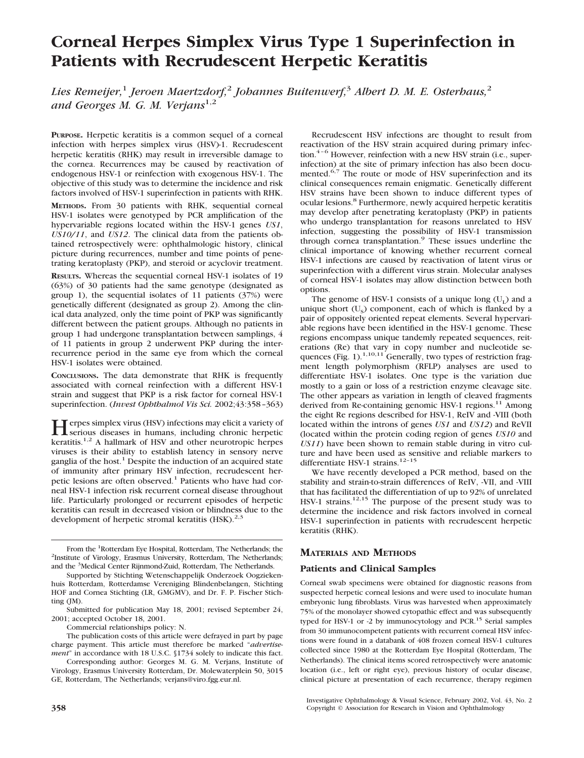# Corneal Herpes Simplex Virus Type 1 Superinfection in Patients with Recrudescent Herpetic Keratitis

*Lies Remeijer,[1] Jeroen Maertzdorf,[2] Johannes Buitenwerf,[3] Albert D. M. E. Osterhaus,[2] and Georges M. G. M. Verjans[1,2]*

**PURPOSE.** Herpetic keratitis is a common sequel of a corneal infection with herpes simplex virus (HSV)-1. Recrudescent herpetic keratitis (RHK) may result in irreversible damage to the cornea. Recurrences may be caused by reactivation of endogenous HSV-1 or reinfection with exogenous HSV-1. The objective of this study was to determine the incidence and risk factors involved of HSV-1 superinfection in patients with RHK.

**METHODS.** From 30 patients with RHK, sequential corneal HSV-1 isolates were genotyped by PCR amplification of the hypervariable regions located within the HSV-1 genes *US1*, *US10/11*, and *US12*. The clinical data from the patients obtained retrospectively were: ophthalmologic history, clinical picture during recurrences, number and time points of penetrating keratoplasty (PKP), and steroid or acyclovir treatment.

**RESULTS.** Whereas the sequential corneal HSV-1 isolates of 19 (63%) of 30 patients had the same genotype (designated as group 1), the sequential isolates of 11 patients (37%) were genetically different (designated as group 2). Among the clinical data analyzed, only the time point of PKP was significantly different between the patient groups. Although no patients in group 1 had undergone transplantation between samplings, 4 of 11 patients in group 2 underwent PKP during the inter-recurrence period in the same eye from which the corneal HSV-1 isolates were obtained.

**CONCLUSIONS.** The data demonstrate that RHK is frequently associated with corneal reinfection with a different HSV-1 strain and suggest that PKP is a risk factor for corneal HSV-1 superinfection. (*Invest Ophthalmol Vis Sci.* 2002;43:358–363)

Herpes simplex virus (HSV) infections may elicit a variety of serious diseases in humans, including chronic herpetic keratitis.[1,2] A hallmark of HSV and other neurotropic herpes viruses is their ability to establish latency in sensory nerve ganglia of the host.[1] Despite the induction of an acquired state of immunity after primary HSV infection, recrudescent herpetic lesions are often observed.[1] Patients who have had corneal HSV-1 infection risk recurrent corneal disease throughout life. Particularly prolonged or recurrent episodes of herpetic keratitis can result in decreased vision or blindness due to the development of herpetic stromal keratitis (HSK).[2,3]

From the [1]Rotterdam Eye Hospital, Rotterdam, The Netherlands; the [2]Institute of Virology, Erasmus University, Rotterdam, The Netherlands; and the [3]Medical Center Rijnmond-Zuid, Rotterdam, The Netherlands.

Supported by Stichting Wetenschappelijk Onderzoek Oogziekenhuis Rotterdam, Rotterdamse Vereniging Blindenbelangen, Stichting HOF and Cornea Stichting (LR, GMGMV), and Dr. F. P. Fischer Stichting (JM).

Submitted for publication May 18, 2001; revised September 24, 2001; accepted October 18, 2001.

Commercial relationships policy: N.

The publication costs of this article were defrayed in part by page charge payment. This article must therefore be marked "*advertisement*" in accordance with 18 U.S.C. §1734 solely to indicate this fact.

Corresponding author: Georges M. G. M. Verjans, Institute of Virology, Erasmus University Rotterdam, Dr. Molewaterplein 50, 3015 GE, Rotterdam, The Netherlands; verjans@viro.fgg.eur.nl.

Recrudescent HSV infections are thought to result from reactivation of the HSV strain acquired during primary infection.[4–6] However, reinfection with a new HSV strain (i.e., superinfection) at the site of primary infection has also been documented.[6,7] The route or mode of HSV superinfection and its clinical consequences remain enigmatic. Genetically different HSV strains have been shown to induce different types of ocular lesions.[8] Furthermore, newly acquired herpetic keratitis may develop after penetrating keratoplasty (PKP) in patients who undergo transplantation for reasons unrelated to HSV infection, suggesting the possibility of HSV-1 transmission through cornea transplantation.[9] These issues underline the clinical importance of knowing whether recurrent corneal HSV-1 infections are caused by reactivation of latent virus or superinfection with a different virus strain. Molecular analyses of corneal HSV-1 isolates may allow distinction between both options.

The genome of HSV-1 consists of a unique long ($U_L$) and a unique short ($U_S$) component, each of which is flanked by a pair of oppositely oriented repeat elements. Several hypervariable regions have been identified in the HSV-1 genome. These regions encompass unique tandemly repeated sequences, reiterations (Re) that vary in copy number and nucleotide sequences (Fig. 1).[1,10,11] Generally, two types of restriction fragment length polymorphism (RFLP) analyses are used to differentiate HSV-1 isolates. One type is the variation due mostly to a gain or loss of a restriction enzyme cleavage site. The other appears as variation in length of cleaved fragments derived from Re-containing genomic HSV-1 regions.[11] Among the eight Re regions described for HSV-1, ReIV and -VIII (both located within the introns of genes *US1* and *US12*) and ReVII (located within the protein coding region of genes *US10* and *US11*) have been shown to remain stable during in vitro culture and have been used as sensitive and reliable markers to differentiate HSV-1 strains.[12–15]

We have recently developed a PCR method, based on the stability and strain-to-strain differences of ReIV, -VII, and -VIII that has facilitated the differentiation of up to 92% of unrelated HSV-1 strains.[12,15] The purpose of the present study was to determine the incidence and risk factors involved in corneal HSV-1 superinfection in patients with recrudescent herpetic keratitis (RHK).

## MATERIALS AND METHODS

### Patients and Clinical Samples

Corneal swab specimens were obtained for diagnostic reasons from suspected herpetic corneal lesions and were used to inoculate human embryonic lung fibroblasts. Virus was harvested when approximately 75% of the monolayer showed cytopathic effect and was subsequently typed for HSV-1 or -2 by immunocytology and PCR.[15] Serial samples from 30 immunocompetent patients with recurrent corneal HSV infections were found in a databank of 408 frozen corneal HSV-1 cultures collected since 1980 at the Rotterdam Eye Hospital (Rotterdam, The Netherlands). The clinical items scored retrospectively were anatomic location (i.e., left or right eye), previous history of ocular disease, clinical picture at presentation of each recurrence, therapy regimen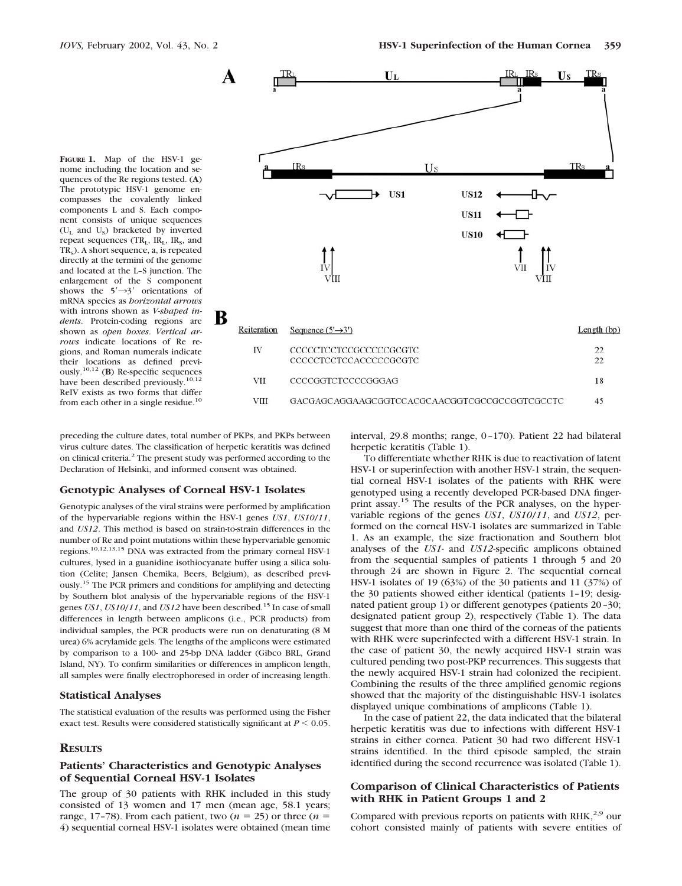**FIGURE 1.** Map of the HSV-1 genome including the location and sequences of the Re regions tested. (**A**) The prototypic HSV-1 genome encompasses the covalently linked components L and S. Each component consists of unique sequences ($U_L$ and $U_S$) bracketed by inverted repeat sequences ($TR_L$, $IR_L$, $IR_S$, and $TR_S$). A short sequence, a, is repeated directly at the termini of the genome and located at the L–S junction. The enlargement of the S component shows the 5′→3′ orientations of mRNA species as *horizontal arrows* with introns shown as *V-shaped indents*. Protein-coding regions are shown as *open boxes*. *Vertical arrows* indicate locations of Re regions, and Roman numerals indicate their locations as defined previously.[10,12] (**B**) Re-specific sequences have been described previously.[10,12] ReIV exists as two forms that differ from each other in a single residue.[10]

| Reiteration | Sequence (5′→3′) | Length (bp) |
|---|---|---|
| IV | CCCCCTCCTCCGCCCCCGCGTC | 22 |
| | CCCCCTCCTCCACCCCCGCGTC | 22 |
| VII | CCCCGGTCTCCCCGGGAG | 18 |
| VIII | GACGAGCAGGAAGCGGTCCACGCAACGGTCGCCGCCGGTCGCCTC | 45 |

preceding the culture dates, total number of PKPs, and PKPs between virus culture dates. The classification of herpetic keratitis was defined on clinical criteria.[2] The present study was performed according to the Declaration of Helsinki, and informed consent was obtained.

### Genotypic Analyses of Corneal HSV-1 Isolates

Genotypic analyses of the viral strains were performed by amplification of the hypervariable regions within the HSV-1 genes *US1*, *US10/11*, and *US12*. This method is based on strain-to-strain differences in the number of Re and point mutations within these hypervariable genomic regions.[10,12,13,15] DNA was extracted from the primary corneal HSV-1 cultures, lysed in a guanidine isothiocyanate buffer using a silica solution (Celite; Jansen Chemika, Beers, Belgium), as described previously.[15] The PCR primers and conditions for amplifying and detecting by Southern blot analysis of the hypervariable regions of the HSV-1 genes *US1*, *US10/11*, and *US12* have been described.[15] In case of small differences in length between amplicons (i.e., PCR products) from individual samples, the PCR products were run on denaturating (8 M urea) 6% acrylamide gels. The lengths of the amplicons were estimated by comparison to a 100- and 25-bp DNA ladder (Gibco BRL, Grand Island, NY). To confirm similarities or differences in amplicon length, all samples were finally electrophoresed in order of increasing length.

### Statistical Analyses

The statistical evaluation of the results was performed using the Fisher exact test. Results were considered statistically significant at $P < 0.05$.

## RESULTS

### Patients' Characteristics and Genotypic Analyses of Sequential Corneal HSV-1 Isolates

The group of 30 patients with RHK included in this study consisted of 13 women and 17 men (mean age, 58.1 years; range, 17–78). From each patient, two ($n = 25$) or three ($n = 4$) sequential corneal HSV-1 isolates were obtained (mean time interval, 29.8 months; range, 0–170). Patient 22 had bilateral herpetic keratitis (Table 1).

To differentiate whether RHK is due to reactivation of latent HSV-1 or superinfection with another HSV-1 strain, the sequential corneal HSV-1 isolates of the patients with RHK were genotyped using a recently developed PCR-based DNA fingerprint assay.[15] The results of the PCR analyses, on the hypervariable regions of the genes *US1*, *US10/11*, and *US12*, performed on the corneal HSV-1 isolates are summarized in Table 1. As an example, the size fractionation and Southern blot analyses of the *US1*- and *US12*-specific amplicons obtained from the sequential samples of patients 1 through 5 and 20 through 24 are shown in Figure 2. The sequential corneal HSV-1 isolates of 19 (63%) of the 30 patients and 11 (37%) of the 30 patients showed either identical (patients 1–19; designated patient group 1) or different genotypes (patients 20–30; designated patient group 2), respectively (Table 1). The data suggest that more than one third of the corneas of the patients with RHK were superinfected with a different HSV-1 strain. In the case of patient 30, the newly acquired HSV-1 strain was cultured pending two post-PKP recurrences. This suggests that the newly acquired HSV-1 strain had colonized the recipient. Combining the results of the three amplified genomic regions showed that the majority of the distinguishable HSV-1 isolates displayed unique combinations of amplicons (Table 1).

In the case of patient 22, the data indicated that the bilateral herpetic keratitis was due to infections with different HSV-1 strains in either cornea. Patient 30 had two different HSV-1 strains identified. In the third episode sampled, the strain identified during the second recurrence was isolated (Table 1).

### Comparison of Clinical Characteristics of Patients with RHK in Patient Groups 1 and 2

Compared with previous reports on patients with RHK,[2,9] our cohort consisted mainly of patients with severe entities of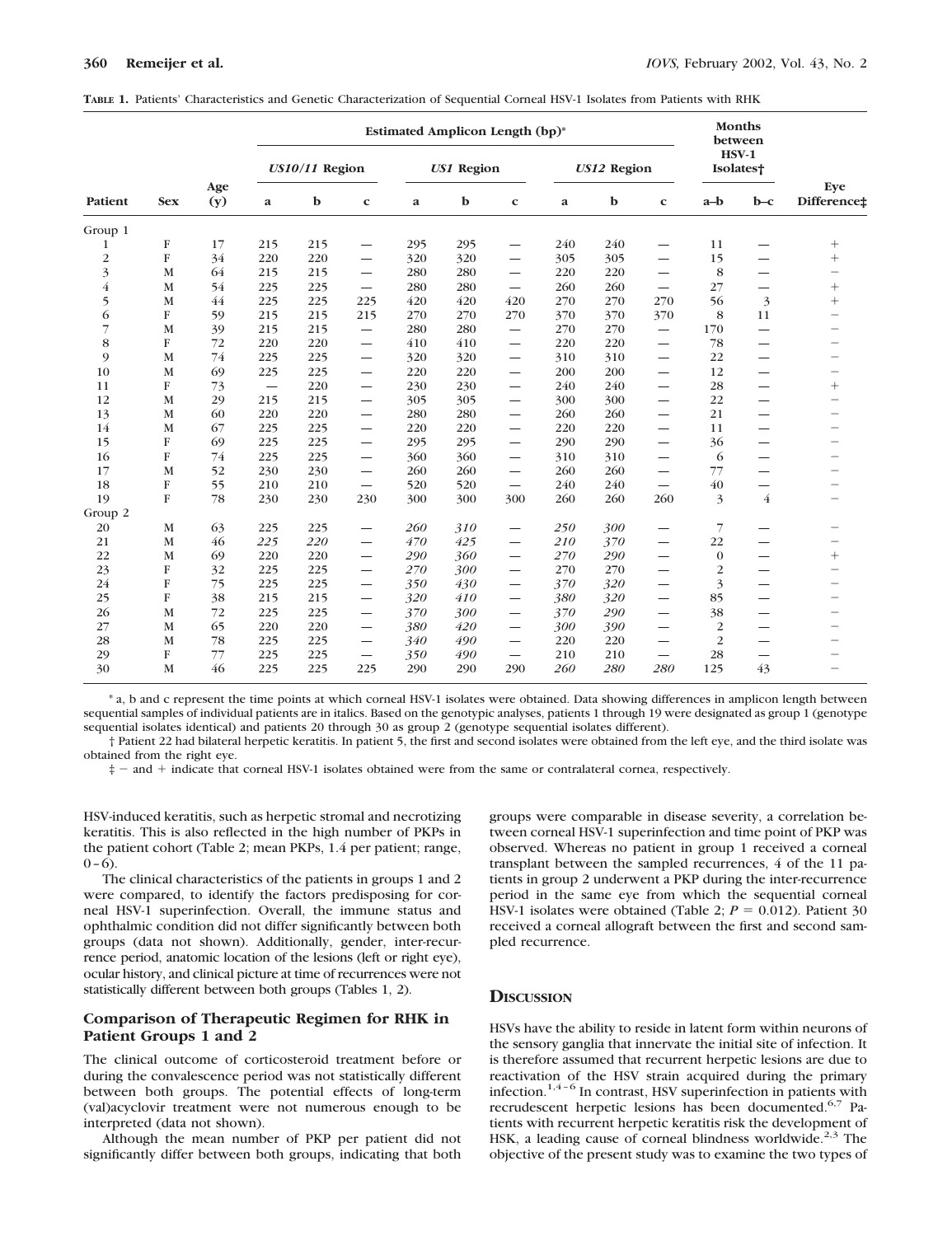**TABLE 1.** Patients' Characteristics and Genetic Characterization of Sequential Corneal HSV-1 Isolates from Patients with RHK

| | | | Estimated Amplicon Length (bp)* | | | | | | | | | Months between HSV-1 Isolates† | | |
|---|---|---|---|---|---|---|---|---|---|---|---|---|---|---|
| | | | *US10/11* Region | | | *US1* Region | | | *US12* Region | | | | | |
| Patient | Sex | Age (y) | a | b | c | a | b | c | a | b | c | a–b | b–c | Eye Difference‡ |
| Group 1 | | | | | | | | | | | | | | |
| 1 | F | 17 | 215 | 215 | — | 295 | 295 | — | 240 | 240 | — | 11 | — | + |
| 2 | F | 34 | 220 | 220 | — | 320 | 320 | — | 305 | 305 | — | 15 | — | + |
| 3 | M | 64 | 215 | 215 | — | 280 | 280 | — | 220 | 220 | — | 8 | — | − |
| 4 | M | 54 | 225 | 225 | — | 280 | 280 | — | 260 | 260 | — | 27 | — | + |
| 5 | M | 44 | 225 | 225 | 225 | 420 | 420 | 420 | 270 | 270 | 270 | 56 | 3 | + |
| 6 | F | 59 | 215 | 215 | 215 | 270 | 270 | 270 | 370 | 370 | 370 | 8 | 11 | − |
| 7 | M | 39 | 215 | 215 | — | 280 | 280 | — | 270 | 270 | — | 170 | — | − |
| 8 | F | 72 | 220 | 220 | — | 410 | 410 | — | 220 | 220 | — | 78 | — | − |
| 9 | M | 74 | 225 | 225 | — | 320 | 320 | — | 310 | 310 | — | 22 | — | − |
| 10 | M | 69 | 225 | 225 | — | 220 | 220 | — | 200 | 200 | — | 12 | — | − |
| 11 | F | 73 | — | 220 | — | 230 | 230 | — | 240 | 240 | — | 28 | — | + |
| 12 | M | 29 | 215 | 215 | — | 305 | 305 | — | 300 | 300 | — | 22 | — | − |
| 13 | M | 60 | 220 | 220 | — | 280 | 280 | — | 260 | 260 | — | 21 | — | − |
| 14 | M | 67 | 225 | 225 | — | 220 | 220 | — | 220 | 220 | — | 11 | — | − |
| 15 | F | 69 | 225 | 225 | — | 295 | 295 | — | 290 | 290 | — | 36 | — | − |
| 16 | F | 74 | 225 | 225 | — | 360 | 360 | — | 310 | 310 | — | 6 | — | − |
| 17 | M | 52 | 230 | 230 | — | 260 | 260 | — | 260 | 260 | — | 77 | — | − |
| 18 | F | 55 | 210 | 210 | — | 520 | 520 | — | 240 | 240 | — | 40 | — | − |
| 19 | F | 78 | 230 | 230 | 230 | 300 | 300 | 300 | 260 | 260 | 260 | 3 | 4 | − |
| Group 2 | | | | | | | | | | | | | | |
| 20 | M | 63 | 225 | 225 | — | *260* | *310* | — | *250* | *300* | — | 7 | — | − |
| 21 | M | 46 | *225* | *220* | — | *470* | *425* | — | *210* | *370* | — | 22 | — | − |
| 22 | M | 69 | 220 | 220 | — | *290* | *360* | — | *270* | *290* | — | 0 | — | + |
| 23 | F | 32 | 225 | 225 | — | *270* | *300* | — | 270 | 270 | — | 2 | — | − |
| 24 | F | 75 | 225 | 225 | — | *350* | *430* | — | *370* | *320* | — | 3 | — | − |
| 25 | F | 38 | 215 | 215 | — | *320* | *410* | — | *380* | *320* | — | 85 | — | − |
| 26 | M | 72 | 225 | 225 | — | *370* | *300* | — | *370* | *290* | — | 38 | — | − |
| 27 | M | 65 | 220 | 220 | — | *380* | *420* | — | *300* | *390* | — | 2 | — | − |
| 28 | M | 78 | 225 | 225 | — | *340* | *490* | — | 220 | 220 | — | 2 | — | − |
| 29 | F | 77 | 225 | 225 | — | *350* | *490* | — | 210 | 210 | — | 28 | — | − |
| 30 | M | 46 | 225 | 225 | 225 | 290 | 290 | 290 | *260* | *280* | *280* | 125 | 43 | − |

\* a, b and c represent the time points at which corneal HSV-1 isolates were obtained. Data showing differences in amplicon length between sequential samples of individual patients are in italics. Based on the genotypic analyses, patients 1 through 19 were designated as group 1 (genotype sequential isolates identical) and patients 20 through 30 as group 2 (genotype sequential isolates different).

† Patient 22 had bilateral herpetic keratitis. In patient 5, the first and second isolates were obtained from the left eye, and the third isolate was obtained from the right eye.

‡ − and + indicate that corneal HSV-1 isolates obtained were from the same or contralateral cornea, respectively.

HSV-induced keratitis, such as herpetic stromal and necrotizing keratitis. This is also reflected in the high number of PKPs in the patient cohort (Table 2; mean PKPs, 1.4 per patient; range, 0–6).

The clinical characteristics of the patients in groups 1 and 2 were compared, to identify the factors predisposing for corneal HSV-1 superinfection. Overall, the immune status and ophthalmic condition did not differ significantly between both groups (data not shown). Additionally, gender, inter-recurrence period, anatomic location of the lesions (left or right eye), ocular history, and clinical picture at time of recurrences were not statistically different between both groups (Tables 1, 2).

### Comparison of Therapeutic Regimen for RHK in Patient Groups 1 and 2

The clinical outcome of corticosteroid treatment before or during the convalescence period was not statistically different between both groups. The potential effects of long-term (val)acyclovir treatment were not numerous enough to be interpreted (data not shown).

Although the mean number of PKP per patient did not significantly differ between both groups, indicating that both groups were comparable in disease severity, a correlation between corneal HSV-1 superinfection and time point of PKP was observed. Whereas no patient in group 1 received a corneal transplant between the sampled recurrences, 4 of the 11 patients in group 2 underwent a PKP during the inter-recurrence period in the same eye from which the sequential corneal HSV-1 isolates were obtained (Table 2; $P = 0.012$). Patient 30 received a corneal allograft between the first and second sampled recurrence.

## Discussion

HSVs have the ability to reside in latent form within neurons of the sensory ganglia that innervate the initial site of infection. It is therefore assumed that recurrent herpetic lesions are due to reactivation of the HSV strain acquired during the primary infection.[1,4–6] In contrast, HSV superinfection in patients with recrudescent herpetic lesions has been documented.[6,7] Patients with recurrent herpetic keratitis risk the development of HSK, a leading cause of corneal blindness worldwide.[2,3] The objective of the present study was to examine the two types of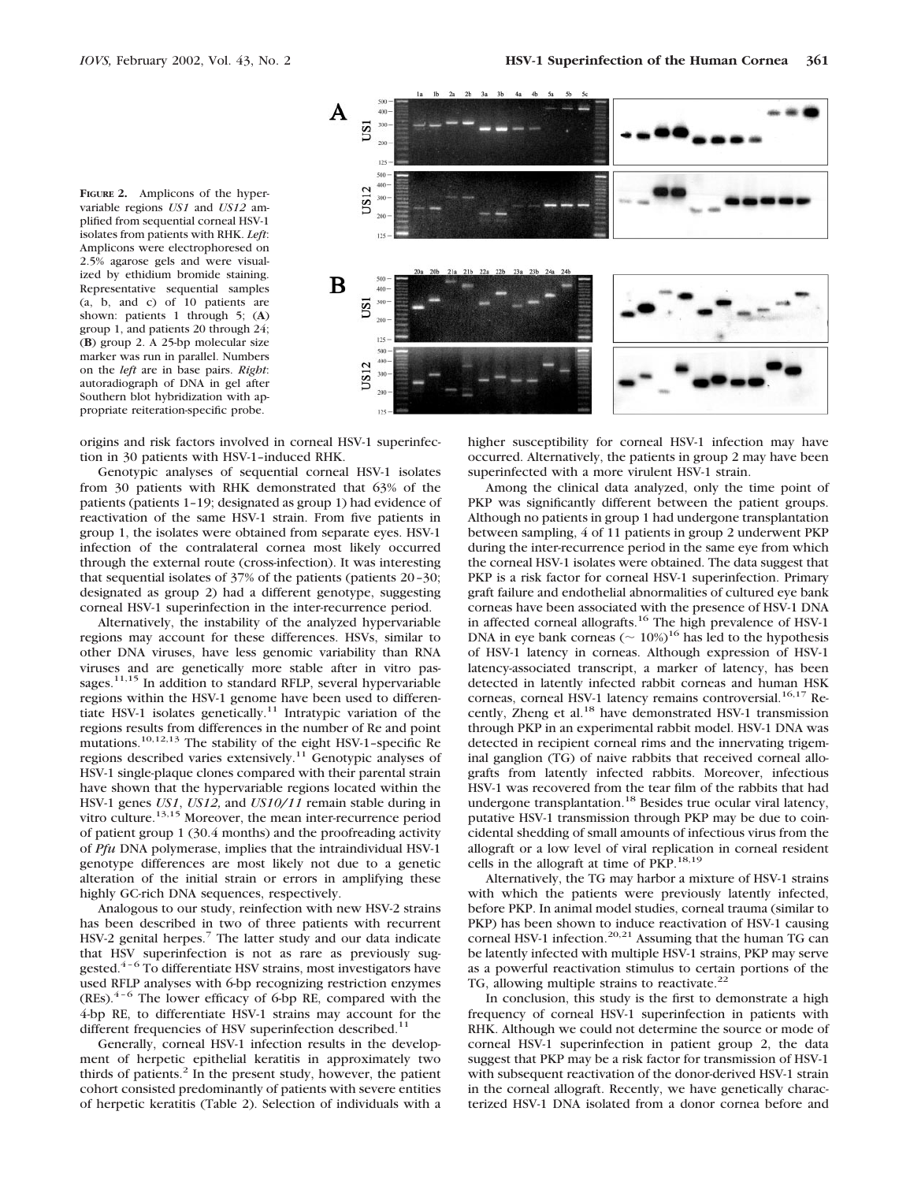**FIGURE 2.** Amplicons of the hypervariable regions *US1* and *US12* amplified from sequential corneal HSV-1 isolates from patients with RHK. *Left*: Amplicons were electrophoresed on 2.5% agarose gels and were visualized by ethidium bromide staining. Representative sequential samples (a, b, and c) of 10 patients are shown: patients 1 through 5; (**A**) group 1, and patients 20 through 24; (**B**) group 2. A 25-bp molecular size marker was run in parallel. Numbers on the *left* are in base pairs. *Right*: autoradiograph of DNA in gel after Southern blot hybridization with appropriate reiteration-specific probe.

origins and risk factors involved in corneal HSV-1 superinfection in 30 patients with HSV-1–induced RHK.

Genotypic analyses of sequential corneal HSV-1 isolates from 30 patients with RHK demonstrated that 63% of the patients (patients 1–19; designated as group 1) had evidence of reactivation of the same HSV-1 strain. From five patients in group 1, the isolates were obtained from separate eyes. HSV-1 infection of the contralateral cornea most likely occurred through the external route (cross-infection). It was interesting that sequential isolates of 37% of the patients (patients 20–30; designated as group 2) had a different genotype, suggesting corneal HSV-1 superinfection in the inter-recurrence period.

Alternatively, the instability of the analyzed hypervariable regions may account for these differences. HSVs, similar to other DNA viruses, have less genomic variability than RNA viruses and are genetically more stable after in vitro passages.[11,15] In addition to standard RFLP, several hypervariable regions within the HSV-1 genome have been used to differentiate HSV-1 isolates genetically.[11] Intratypic variation of the regions results from differences in the number of Re and point mutations.[10,12,13] The stability of the eight HSV-1–specific Re regions described varies extensively.[11] Genotypic analyses of HSV-1 single-plaque clones compared with their parental strain have shown that the hypervariable regions located within the HSV-1 genes *US1*, *US12,* and *US10/11* remain stable during in vitro culture.[13,15] Moreover, the mean inter-recurrence period of patient group 1 (30.4 months) and the proofreading activity of *Pfu* DNA polymerase, implies that the intraindividual HSV-1 genotype differences are most likely not due to a genetic alteration of the initial strain or errors in amplifying these highly GC-rich DNA sequences, respectively.

Analogous to our study, reinfection with new HSV-2 strains has been described in two of three patients with recurrent HSV-2 genital herpes.[7] The latter study and our data indicate that HSV superinfection is not as rare as previously suggested.[4–6] To differentiate HSV strains, most investigators have used RFLP analyses with 6-bp recognizing restriction enzymes (REs).[4–6] The lower efficacy of 6-bp RE, compared with the 4-bp RE, to differentiate HSV-1 strains may account for the different frequencies of HSV superinfection described.[11]

Generally, corneal HSV-1 infection results in the development of herpetic epithelial keratitis in approximately two thirds of patients.[2] In the present study, however, the patient cohort consisted predominantly of patients with severe entities of herpetic keratitis (Table 2). Selection of individuals with a higher susceptibility for corneal HSV-1 infection may have occurred. Alternatively, the patients in group 2 may have been superinfected with a more virulent HSV-1 strain.

Among the clinical data analyzed, only the time point of PKP was significantly different between the patient groups. Although no patients in group 1 had undergone transplantation between sampling, 4 of 11 patients in group 2 underwent PKP during the inter-recurrence period in the same eye from which the corneal HSV-1 isolates were obtained. The data suggest that PKP is a risk factor for corneal HSV-1 superinfection. Primary graft failure and endothelial abnormalities of cultured eye bank corneas have been associated with the presence of HSV-1 DNA in affected corneal allografts.[16] The high prevalence of HSV-1 DNA in eye bank corneas (~ 10%)[16] has led to the hypothesis of HSV-1 latency in corneas. Although expression of HSV-1 latency-associated transcript, a marker of latency, has been detected in latently infected rabbit corneas and human HSK corneas, corneal HSV-1 latency remains controversial.[16,17] Recently, Zheng et al.[18] have demonstrated HSV-1 transmission through PKP in an experimental rabbit model. HSV-1 DNA was detected in recipient corneal rims and the innervating trigeminal ganglion (TG) of naive rabbits that received corneal allografts from latently infected rabbits. Moreover, infectious HSV-1 was recovered from the tear film of the rabbits that had undergone transplantation.[18] Besides true ocular viral latency, putative HSV-1 transmission through PKP may be due to coincidental shedding of small amounts of infectious virus from the allograft or a low level of viral replication in corneal resident cells in the allograft at time of PKP.[18,19]

Alternatively, the TG may harbor a mixture of HSV-1 strains with which the patients were previously latently infected, before PKP. In animal model studies, corneal trauma (similar to PKP) has been shown to induce reactivation of HSV-1 causing corneal HSV-1 infection.[20,21] Assuming that the human TG can be latently infected with multiple HSV-1 strains, PKP may serve as a powerful reactivation stimulus to certain portions of the TG, allowing multiple strains to reactivate.[22]

In conclusion, this study is the first to demonstrate a high frequency of corneal HSV-1 superinfection in patients with RHK. Although we could not determine the source or mode of corneal HSV-1 superinfection in patient group 2, the data suggest that PKP may be a risk factor for transmission of HSV-1 with subsequent reactivation of the donor-derived HSV-1 strain in the corneal allograft. Recently, we have genetically characterized HSV-1 DNA isolated from a donor cornea before and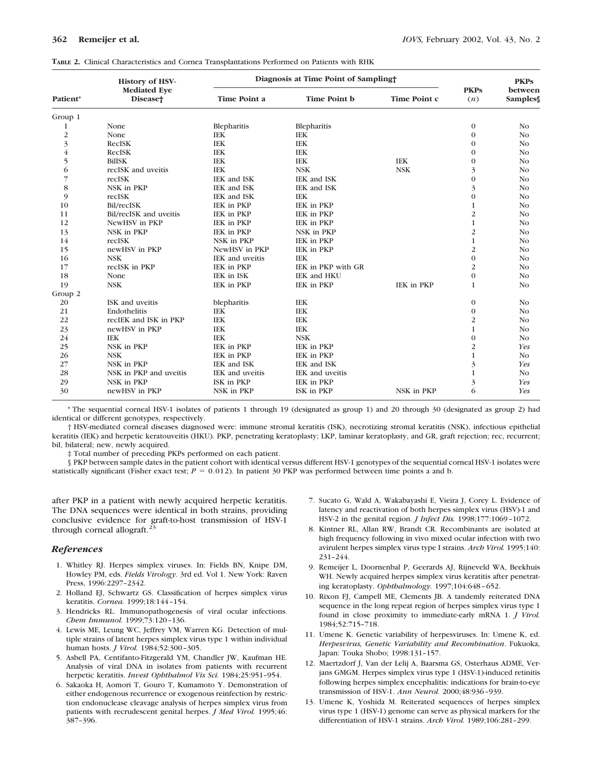**TABLE 2.** Clinical Characteristics and Cornea Transplantations Performed on Patients with RHK

| Patient* | History of HSV-Mediated Eye Disease† | Diagnosis at Time Point of Sampling† | | | PKPs (*n*) | PKPs between Samples§ |
|---|---|---|---|---|---|---|
| | | Time Point a | Time Point b | Time Point c | | |
| Group 1 | | | | | | |
| 1 | None | Blepharitis | Blepharitis | | 0 | No |
| 2 | None | IEK | IEK | | 0 | No |
| 3 | RecISK | IEK | IEK | | 0 | No |
| 4 | RecISK | IEK | IEK | | 0 | No |
| 5 | BilISK | IEK | IEK | IEK | 0 | No |
| 6 | recISK and uveitis | IEK | NSK | NSK | 3 | No |
| 7 | recISK | IEK and ISK | IEK and ISK | | 0 | No |
| 8 | NSK in PKP | IEK and ISK | IEK and ISK | | 3 | No |
| 9 | recISK | IEK and ISK | IEK | | 0 | No |
| 10 | Bil/recISK | IEK in PKP | IEK in PKP | | 1 | No |
| 11 | Bil/recISK and uveitis | IEK in PKP | IEK in PKP | | 2 | No |
| 12 | NewHSV in PKP | IEK in PKP | IEK in PKP | | 1 | No |
| 13 | NSK in PKP | IEK in PKP | NSK in PKP | | 2 | No |
| 14 | recISK | NSK in PKP | IEK in PKP | | 1 | No |
| 15 | newHSV in PKP | NewHSV in PKP | IEK in PKP | | 2 | No |
| 16 | NSK | IEK and uveitis | IEK | | 0 | No |
| 17 | recISK in PKP | IEK in PKP | IEK in PKP with GR | | 2 | No |
| 18 | None | IEK in ISK | IEK and HKU | | 0 | No |
| 19 | NSK | IEK in PKP | IEK in PKP | IEK in PKP | 1 | No |
| Group 2 | | | | | | |
| 20 | ISK and uveitis | blepharitis | IEK | | 0 | No |
| 21 | Endothelitis | IEK | IEK | | 0 | No |
| 22 | recIEK and ISK in PKP | IEK | IEK | | 2 | No |
| 23 | newHSV in PKP | IEK | IEK | | 1 | No |
| 24 | IEK | IEK | NSK | | 0 | No |
| 25 | NSK in PKP | IEK in PKP | IEK in PKP | | 2 | *Yes* |
| 26 | NSK | IEK in PKP | IEK in PKP | | 1 | No |
| 27 | NSK in PKP | IEK and ISK | IEK and ISK | | 3 | *Yes* |
| 28 | NSK in PKP and uveitis | IEK and uveitis | IEK and uveitis | | 1 | No |
| 29 | NSK in PKP | ISK in PKP | IEK in PKP | | 3 | *Yes* |
| 30 | newHSV in PKP | NSK in PKP | ISK in PKP | NSK in PKP | 6 | *Yes* |

\* The sequential corneal HSV-1 isolates of patients 1 through 19 (designated as group 1) and 20 through 30 (designated as group 2) had identical or different genotypes, respectively.

† HSV-mediated corneal diseases diagnosed were: immune stromal keratitis (ISK), necrotizing stromal keratitis (NSK), infectious epithelial keratitis (IEK) and herpetic keratouveitis (HKU). PKP, penetrating keratoplasty; LKP, laminar keratoplasty, and GR, graft rejection; rec, recurrent; bil, bilateral; new, newly acquired.

‡ Total number of preceding PKPs performed on each patient.

§ PKP between sample dates in the patient cohort with identical versus different HSV-1 genotypes of the sequential corneal HSV-1 isolates were statistically significant (Fisher exact test; $P = 0.012$). In patient 30 PKP was performed between time points a and b.

after PKP in a patient with newly acquired herpetic keratitis. The DNA sequences were identical in both strains, providing conclusive evidence for graft-to-host transmission of HSV-1 through corneal allograft.[23]

## *References*

1. Whitley RJ. Herpes simplex viruses. In: Fields BN, Knipe DM, Howley PM, eds. *Fields Virology*. 3rd ed. Vol 1. New York: Raven Press, 1996:2297–2342.
2. Holland EJ, Schwartz GS. Classification of herpes simplex virus keratitis. *Cornea.* 1999;18:144–154.
3. Hendricks RL. Immunopathogenesis of viral ocular infections. *Chem Immunol.* 1999;73:120–136.
4. Lewis ME, Leung WC, Jeffrey VM, Warren KG. Detection of multiple strains of latent herpes simplex virus type 1 within individual human hosts. *J Virol.* 1984;52:300–305.
5. Asbell PA, Centifanto-Fitzgerald YM, Chandler JW, Kaufman HE. Analysis of viral DNA in isolates from patients with recurrent herpetic keratitis. *Invest Ophthalmol Vis Sci.* 1984;25:951–954.
6. Sakaoka H, Aomori T, Gouro T, Kumamoto Y. Demonstration of either endogenous recurrence or exogenous reinfection by restriction endonuclease cleavage analysis of herpes simplex virus from patients with recrudescent genital herpes. *J Med Virol.* 1995;46: 387–396.
7. Sucato G, Wald A, Wakabayashi E, Vieira J, Corey L. Evidence of latency and reactivation of both herpes simplex virus (HSV)-1 and HSV-2 in the genital region. *J Infect Dis.* 1998;177:1069–1072.
8. Kintner RL, Allan RW, Brandt CR. Recombinants are isolated at high frequency following in vivo mixed ocular infection with two avirulent herpes simplex virus type I strains. *Arch Virol.* 1995;140: 231–244.
9. Remeijer L, Doornenbal P, Geerards AJ, Rijneveld WA, Beekhuis WH. Newly acquired herpes simplex virus keratitis after penetrating keratoplasty. *Ophthalmology.* 1997;104:648–652.
10. Rixon FJ, Campell ME, Clements JB. A tandemly reiterated DNA sequence in the long repeat region of herpes simplex virus type 1 found in close proximity to immediate-early mRNA 1. *J Virol.* 1984;52:715–718.
11. Umene K. Genetic variability of herpesviruses. In: Umene K, ed. *Herpesvirus, Genetic Variability and Recombination*. Fukuoka, Japan: Touka Shobo; 1998:131–157.
12. Maertzdorf J, Van der Lelij A, Baarsma GS, Osterhaus ADME, Verjans GMGM. Herpes simplex virus type 1 (HSV-1)-induced retinitis following herpes simplex encephalitis: indications for brain-to-eye transmission of HSV-1. *Ann Neurol.* 2000;48:936–939.
13. Umene K, Yoshida M. Reiterated sequences of herpes simplex virus type 1 (HSV-1) genome can serve as physical markers for the differentiation of HSV-1 strains. *Arch Virol.* 1989;106:281–299.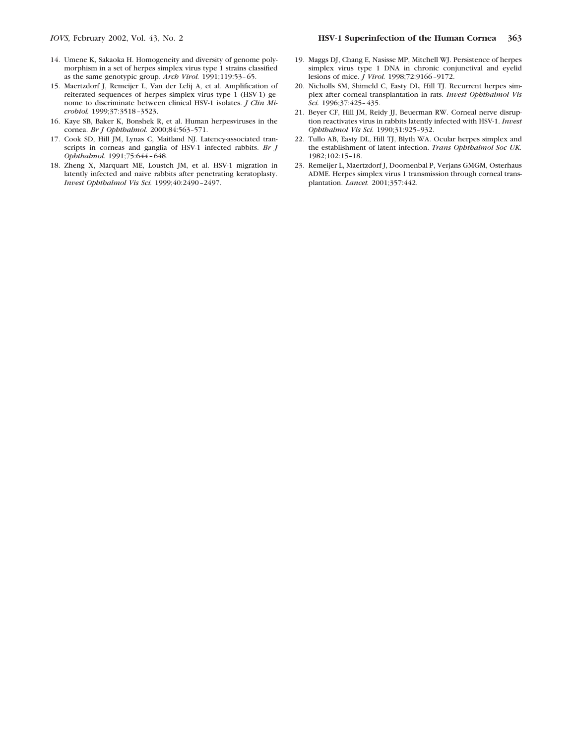14. Umene K, Sakaoka H. Homogeneity and diversity of genome polymorphism in a set of herpes simplex virus type 1 strains classified as the same genotypic group. *Arch Virol.* 1991;119:53–65.
15. Maertzdorf J, Remeijer L, Van der Lelij A, et al. Amplification of reiterated sequences of herpes simplex virus type 1 (HSV-1) genome to discriminate between clinical HSV-1 isolates. *J Clin Microbiol.* 1999;37:3518–3523.
16. Kaye SB, Baker K, Bonshek R, et al. Human herpesviruses in the cornea. *Br J Ophthalmol.* 2000;84:563–571.
17. Cook SD, Hill JM, Lynas C, Maitland NJ. Latency-associated transcripts in corneas and ganglia of HSV-1 infected rabbits. *Br J Ophthalmol.* 1991;75:644–648.
18. Zheng X, Marquart ME, Loustch JM, et al. HSV-1 migration in latently infected and naive rabbits after penetrating keratoplasty. *Invest Ophthalmol Vis Sci.* 1999;40:2490–2497.
19. Maggs DJ, Chang E, Nasisse MP, Mitchell WJ. Persistence of herpes simplex virus type 1 DNA in chronic conjunctival and eyelid lesions of mice. *J Virol.* 1998;72:9166–9172.
20. Nicholls SM, Shimeld C, Easty DL, Hill TJ. Recurrent herpes simplex after corneal transplantation in rats. *Invest Ophthalmol Vis Sci.* 1996;37:425–435.
21. Beyer CF, Hill JM, Reidy JJ, Beuerman RW. Corneal nerve disruption reactivates virus in rabbits latently infected with HSV-1. *Invest Ophthalmol Vis Sci.* 1990;31:925–932.
22. Tullo AB, Easty DL, Hill TJ, Blyth WA. Ocular herpes simplex and the establishment of latent infection. *Trans Ophthalmol Soc UK.* 1982;102:15–18.
23. Remeijer L, Maertzdorf J, Doornenbal P, Verjans GMGM, Osterhaus ADME. Herpes simplex virus 1 transmission through corneal transplantation. *Lancet.* 2001;357:442.